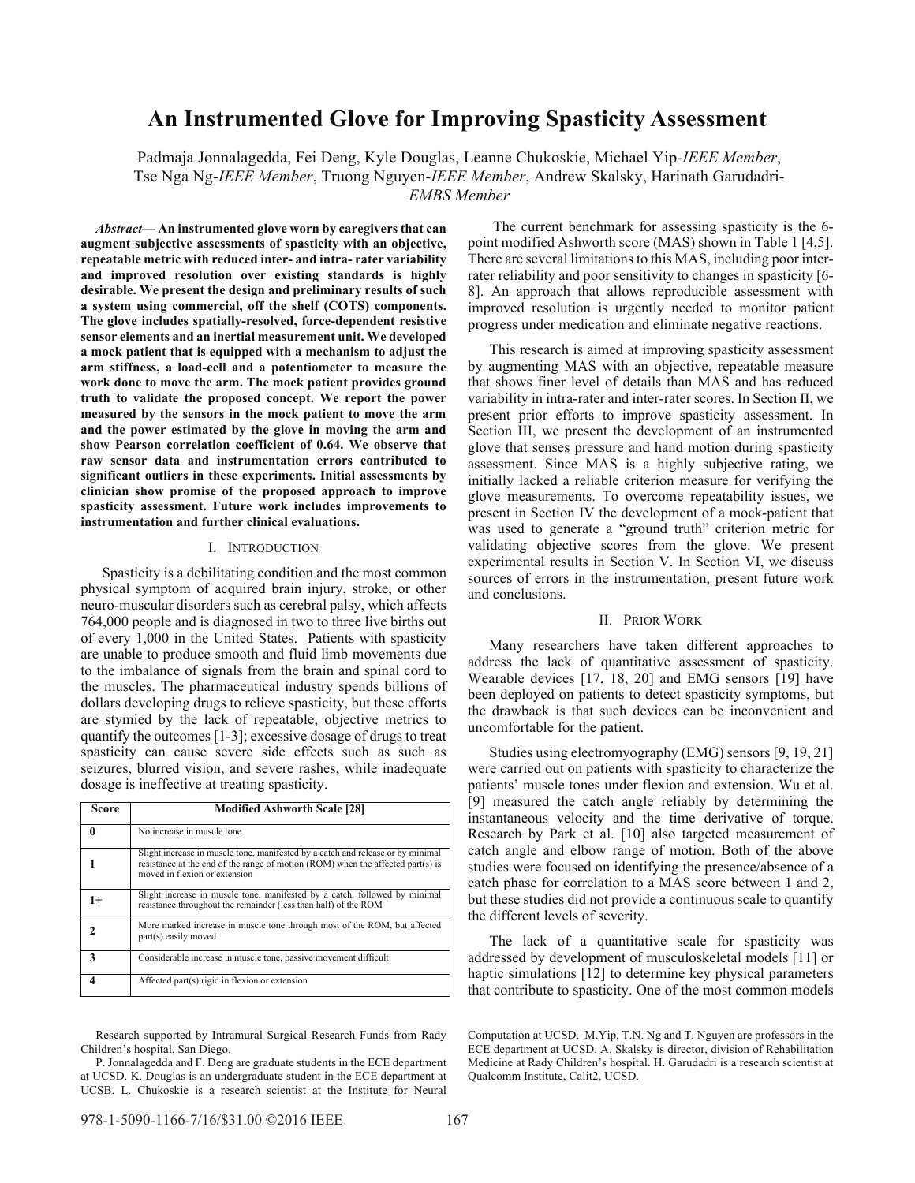# An Instrumented Glove for Improving Spasticity Assessment

Padmaja Jonnalagedda, Fei Deng, Kyle Douglas, Leanne Chukoskie, Michael Yip-*IEEE Member*, Tse Nga Ng-*IEEE Member*, Truong Nguyen-*IEEE Member*, Andrew Skalsky, Harinath Garudadri-*EMBS Member*

***Abstract*— An instrumented glove worn by caregivers that can augment subjective assessments of spasticity with an objective, repeatable metric with reduced inter- and intra- rater variability and improved resolution over existing standards is highly desirable. We present the design and preliminary results of such a system using commercial, off the shelf (COTS) components. The glove includes spatially-resolved, force-dependent resistive sensor elements and an inertial measurement unit. We developed a mock patient that is equipped with a mechanism to adjust the arm stiffness, a load-cell and a potentiometer to measure the work done to move the arm. The mock patient provides ground truth to validate the proposed concept. We report the power measured by the sensors in the mock patient to move the arm and the power estimated by the glove in moving the arm and show Pearson correlation coefficient of 0.64. We observe that raw sensor data and instrumentation errors contributed to significant outliers in these experiments. Initial assessments by clinician show promise of the proposed approach to improve spasticity assessment. Future work includes improvements to instrumentation and further clinical evaluations.**

## I. Introduction

Spasticity is a debilitating condition and the most common physical symptom of acquired brain injury, stroke, or other neuro-muscular disorders such as cerebral palsy, which affects 764,000 people and is diagnosed in two to three live births out of every 1,000 in the United States. Patients with spasticity are unable to produce smooth and fluid limb movements due to the imbalance of signals from the brain and spinal cord to the muscles. The pharmaceutical industry spends billions of dollars developing drugs to relieve spasticity, but these efforts are stymied by the lack of repeatable, objective metrics to quantify the outcomes [1-3]; excessive dosage of drugs to treat spasticity can cause severe side effects such as such as seizures, blurred vision, and severe rashes, while inadequate dosage is ineffective at treating spasticity.

| Score | Modified Ashworth Scale [28] |
|---|---|
| **0** | No increase in muscle tone |
| **1** | Slight increase in muscle tone, manifested by a catch and release or by minimal resistance at the end of the range of motion (ROM) when the affected part(s) is moved in flexion or extension |
| **1+** | Slight increase in muscle tone, manifested by a catch, followed by minimal resistance throughout the remainder (less than half) of the ROM |
| **2** | More marked increase in muscle tone through most of the ROM, but affected part(s) easily moved |
| **3** | Considerable increase in muscle tone, passive movement difficult |
| **4** | Affected part(s) rigid in flexion or extension |

The current benchmark for assessing spasticity is the 6-point modified Ashworth score (MAS) shown in Table 1 [4,5]. There are several limitations to this MAS, including poor inter-rater reliability and poor sensitivity to changes in spasticity [6-8]. An approach that allows reproducible assessment with improved resolution is urgently needed to monitor patient progress under medication and eliminate negative reactions.

This research is aimed at improving spasticity assessment by augmenting MAS with an objective, repeatable measure that shows finer level of details than MAS and has reduced variability in intra-rater and inter-rater scores. In Section II, we present prior efforts to improve spasticity assessment. In Section III, we present the development of an instrumented glove that senses pressure and hand motion during spasticity assessment. Since MAS is a highly subjective rating, we initially lacked a reliable criterion measure for verifying the glove measurements. To overcome repeatability issues, we present in Section IV the development of a mock-patient that was used to generate a "ground truth" criterion metric for validating objective scores from the glove. We present experimental results in Section V. In Section VI, we discuss sources of errors in the instrumentation, present future work and conclusions.

## II. Prior Work

Many researchers have taken different approaches to address the lack of quantitative assessment of spasticity. Wearable devices [17, 18, 20] and EMG sensors [19] have been deployed on patients to detect spasticity symptoms, but the drawback is that such devices can be inconvenient and uncomfortable for the patient.

Studies using electromyography (EMG) sensors [9, 19, 21] were carried out on patients with spasticity to characterize the patients' muscle tones under flexion and extension. Wu et al. [9] measured the catch angle reliably by determining the instantaneous velocity and the time derivative of torque. Research by Park et al. [10] also targeted measurement of catch angle and elbow range of motion. Both of the above studies were focused on identifying the presence/absence of a catch phase for correlation to a MAS score between 1 and 2, but these studies did not provide a continuous scale to quantify the different levels of severity.

The lack of a quantitative scale for spasticity was addressed by development of musculoskeletal models [11] or haptic simulations [12] to determine key physical parameters that contribute to spasticity. One of the most common models

Research supported by Intramural Surgical Research Funds from Rady Children's hospital, San Diego.

P. Jonnalagedda and F. Deng are graduate students in the ECE department at UCSD. K. Douglas is an undergraduate student in the ECE department at UCSB. L. Chukoskie is a research scientist at the Institute for Neural Computation at UCSD. M.Yip, T.N. Ng and T. Nguyen are professors in the ECE department at UCSD. A. Skalsky is director, division of Rehabilitation Medicine at Rady Children's hospital. H. Garudadri is a research scientist at Qualcomm Institute, Calit2, UCSD.

978-1-5090-1166-7/16/$31.00 ©2016 IEEE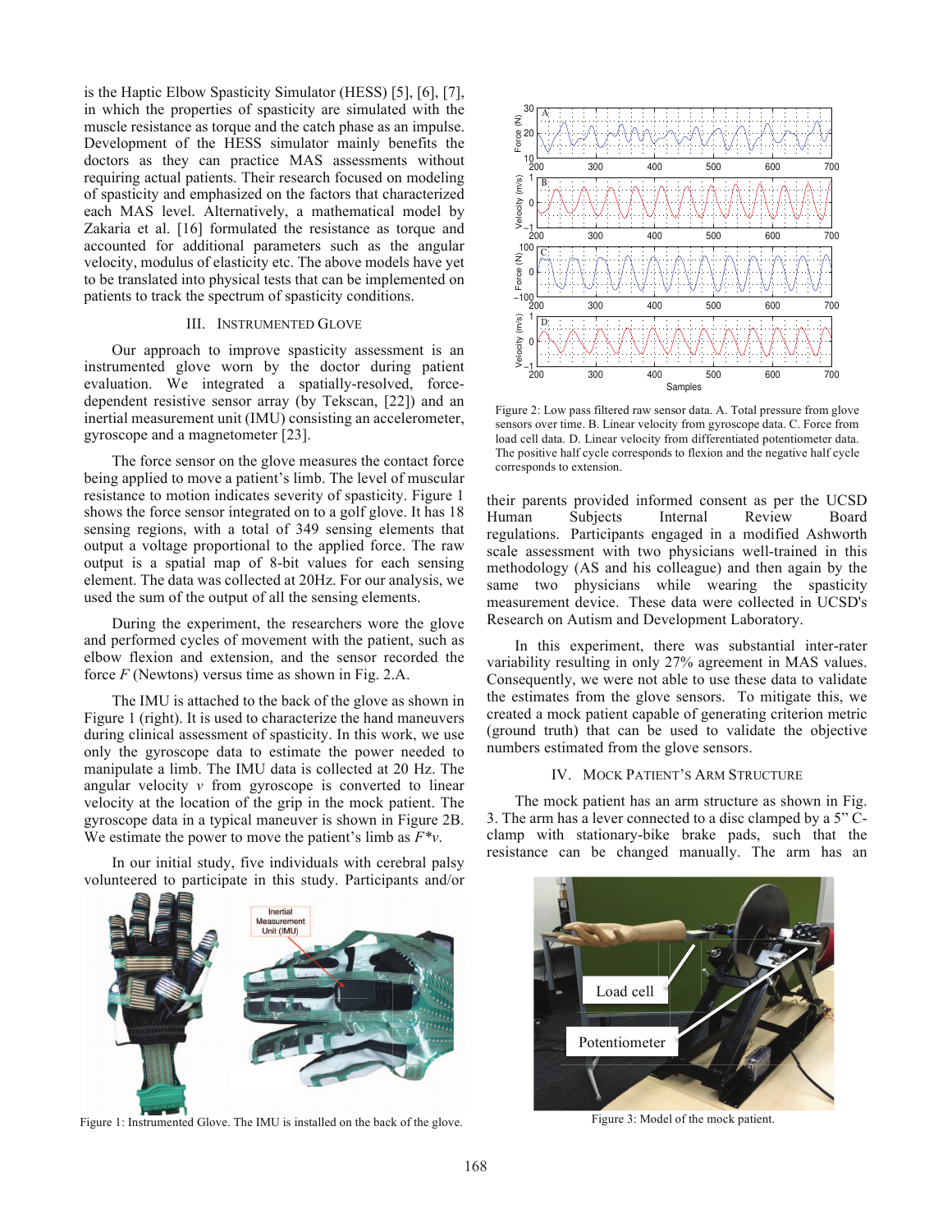is the Haptic Elbow Spasticity Simulator (HESS) [5], [6], [7], in which the properties of spasticity are simulated with the muscle resistance as torque and the catch phase as an impulse. Development of the HESS simulator mainly benefits the doctors as they can practice MAS assessments without requiring actual patients. Their research focused on modeling of spasticity and emphasized on the factors that characterized each MAS level. Alternatively, a mathematical model by Zakaria et al. [16] formulated the resistance as torque and accounted for additional parameters such as the angular velocity, modulus of elasticity etc. The above models have yet to be translated into physical tests that can be implemented on patients to track the spectrum of spasticity conditions.

## III. INSTRUMENTED GLOVE

Our approach to improve spasticity assessment is an instrumented glove worn by the doctor during patient evaluation. We integrated a spatially-resolved, force-dependent resistive sensor array (by Tekscan, [22]) and an inertial measurement unit (IMU) consisting an accelerometer, gyroscope and a magnetometer [23].

The force sensor on the glove measures the contact force being applied to move a patient's limb. The level of muscular resistance to motion indicates severity of spasticity. Figure 1 shows the force sensor integrated on to a golf glove. It has 18 sensing regions, with a total of 349 sensing elements that output a voltage proportional to the applied force. The raw output is a spatial map of 8-bit values for each sensing element. The data was collected at 20Hz. For our analysis, we used the sum of the output of all the sensing elements.

During the experiment, the researchers wore the glove and performed cycles of movement with the patient, such as elbow flexion and extension, and the sensor recorded the force $F$ (Newtons) versus time as shown in Fig. 2.A.

The IMU is attached to the back of the glove as shown in Figure 1 (right). It is used to characterize the hand maneuvers during clinical assessment of spasticity. In this work, we use only the gyroscope data to estimate the power needed to manipulate a limb. The IMU data is collected at 20 Hz. The angular velocity $v$ from gyroscope is converted to linear velocity at the location of the grip in the mock patient. The gyroscope data in a typical maneuver is shown in Figure 2B. We estimate the power to move the patient's limb as $F*v$.

In our initial study, five individuals with cerebral palsy volunteered to participate in this study. Participants and/or their parents provided informed consent as per the UCSD Human Subjects Internal Review Board regulations. Participants engaged in a modified Ashworth scale assessment with two physicians well-trained in this methodology (AS and his colleague) and then again by the same two physicians while wearing the spasticity measurement device. These data were collected in UCSD's Research on Autism and Development Laboratory.

Figure 1: Instrumented Glove. The IMU is installed on the back of the glove.

Figure 2: Low pass filtered raw sensor data. A. Total pressure from glove sensors over time. B. Linear velocity from gyroscope data. C. Force from load cell data. D. Linear velocity from differentiated potentiometer data. The positive half cycle corresponds to flexion and the negative half cycle corresponds to extension.

In this experiment, there was substantial inter-rater variability resulting in only 27% agreement in MAS values. Consequently, we were not able to use these data to validate the estimates from the glove sensors. To mitigate this, we created a mock patient capable of generating criterion metric (ground truth) that can be used to validate the objective numbers estimated from the glove sensors.

## IV. MOCK PATIENT'S ARM STRUCTURE

The mock patient has an arm structure as shown in Fig. 3. The arm has a lever connected to a disc clamped by a 5" C-clamp with stationary-bike brake pads, such that the resistance can be changed manually. The arm has an

Figure 3: Model of the mock patient.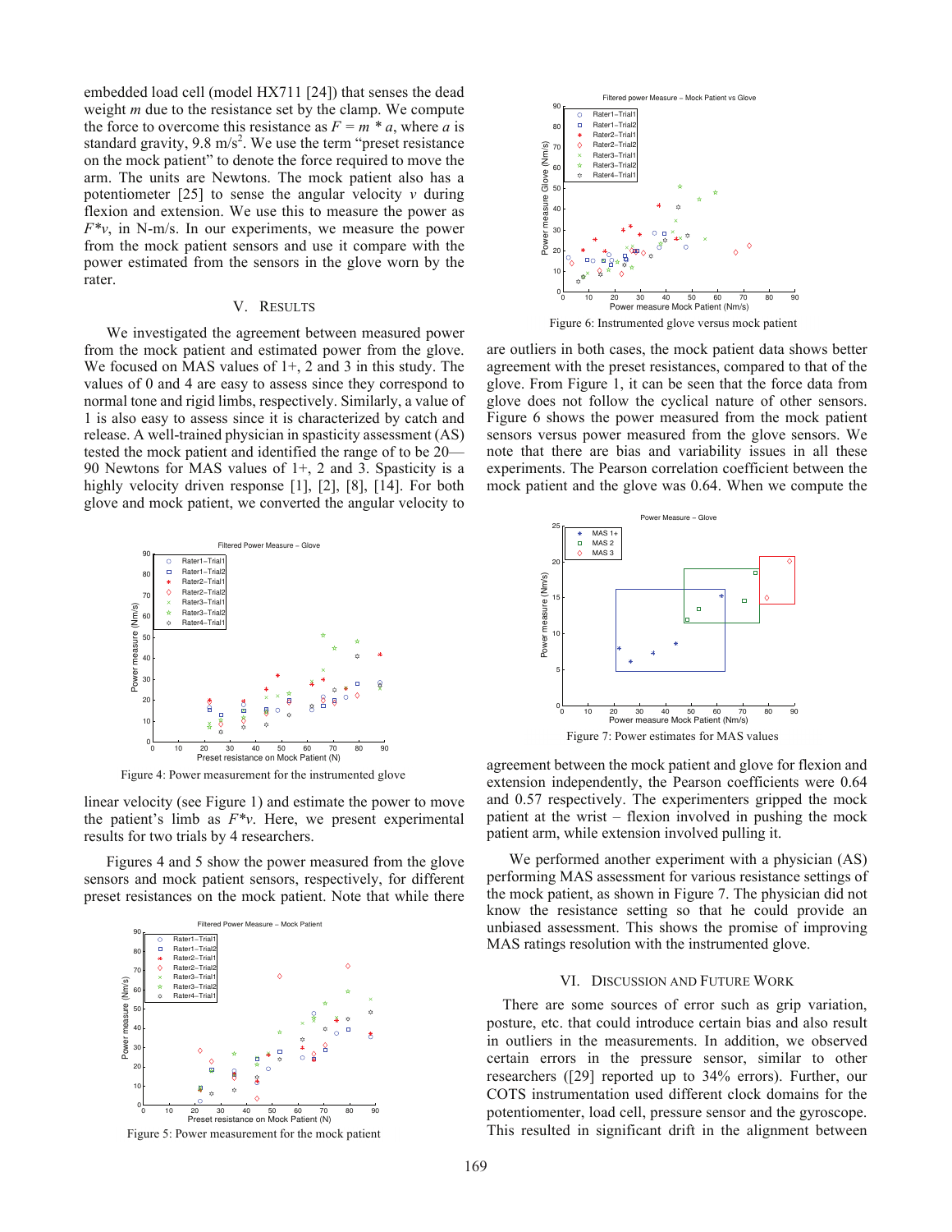embedded load cell (model HX711 [24]) that senses the dead weight $m$ due to the resistance set by the clamp. We compute the force to overcome this resistance as $F = m * a$, where $a$ is standard gravity, 9.8 m/s$^2$. We use the term "preset resistance on the mock patient" to denote the force required to move the arm. The units are Newtons. The mock patient also has a potentiometer [25] to sense the angular velocity $v$ during flexion and extension. We use this to measure the power as $F*v$, in N-m/s. In our experiments, we measure the power from the mock patient sensors and use it compare with the power estimated from the sensors in the glove worn by the rater.

## V. Results

We investigated the agreement between measured power from the mock patient and estimated power from the glove. We focused on MAS values of 1+, 2 and 3 in this study. The values of 0 and 4 are easy to assess since they correspond to normal tone and rigid limbs, respectively. Similarly, a value of 1 is also easy to assess since it is characterized by catch and release. A well-trained physician in spasticity assessment (AS) tested the mock patient and identified the range of to be 20—90 Newtons for MAS values of 1+, 2 and 3. Spasticity is a highly velocity driven response [1], [2], [8], [14]. For both glove and mock patient, we converted the angular velocity to linear velocity (see Figure 1) and estimate the power to move the patient's limb as $F*v$. Here, we present experimental results for two trials by 4 researchers.

Figures 4 and 5 show the power measured from the glove sensors and mock patient sensors, respectively, for different preset resistances on the mock patient. Note that while there are outliers in both cases, the mock patient data shows better agreement with the preset resistances, compared to that of the glove. From Figure 1, it can be seen that the force data from glove does not follow the cyclical nature of other sensors. Figure 6 shows the power measured from the mock patient sensors versus power measured from the glove sensors. We note that there are bias and variability issues in all these experiments. The Pearson correlation coefficient between the mock patient and the glove was 0.64. When we compute the agreement between the mock patient and glove for flexion and extension independently, the Pearson coefficients were 0.64 and 0.57 respectively. The experimenters gripped the mock patient at the wrist – flexion involved in pushing the mock patient arm, while extension involved pulling it.

Figure 4: Power measurement for the instrumented glove

Figure 5: Power measurement for the mock patient

Figure 6: Instrumented glove versus mock patient

Figure 7: Power estimates for MAS values

We performed another experiment with a physician (AS) performing MAS assessment for various resistance settings of the mock patient, as shown in Figure 7. The physician did not know the resistance setting so that he could provide an unbiased assessment. This shows the promise of improving MAS ratings resolution with the instrumented glove.

## VI. Discussion and Future Work

There are some sources of error such as grip variation, posture, etc. that could introduce certain bias and also result in outliers in the measurements. In addition, we observed certain errors in the pressure sensor, similar to other researchers ([29] reported up to 34% errors). Further, our COTS instrumentation used different clock domains for the potentiomenter, load cell, pressure sensor and the gyroscope. This resulted in significant drift in the alignment between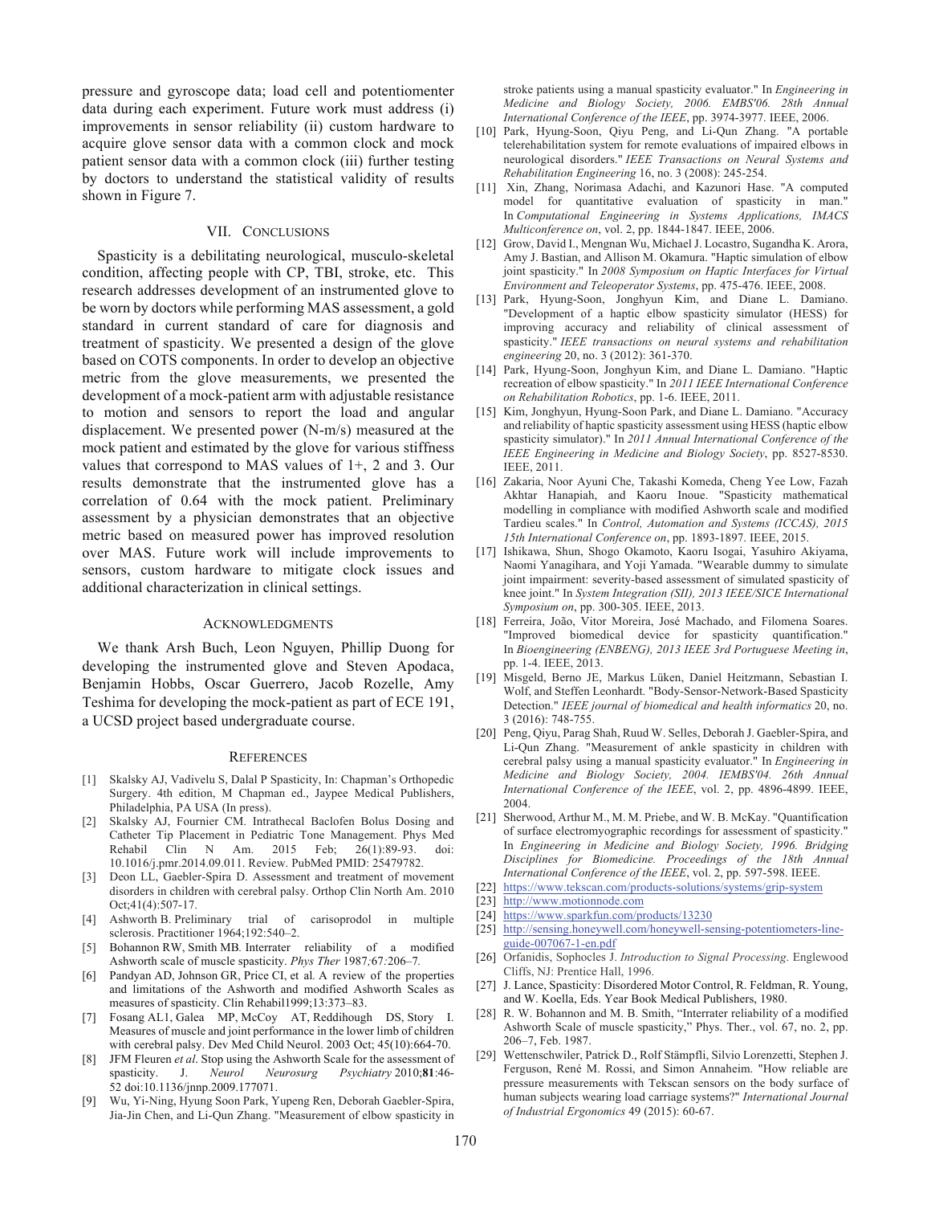pressure and gyroscope data; load cell and potentiomenter data during each experiment. Future work must address (i) improvements in sensor reliability (ii) custom hardware to acquire glove sensor data with a common clock and mock patient sensor data with a common clock (iii) further testing by doctors to understand the statistical validity of results shown in Figure 7.

## VII. Conclusions

Spasticity is a debilitating neurological, musculo-skeletal condition, affecting people with CP, TBI, stroke, etc. This research addresses development of an instrumented glove to be worn by doctors while performing MAS assessment, a gold standard in current standard of care for diagnosis and treatment of spasticity. We presented a design of the glove based on COTS components. In order to develop an objective metric from the glove measurements, we presented the development of a mock-patient arm with adjustable resistance to motion and sensors to report the load and angular displacement. We presented power (N-m/s) measured at the mock patient and estimated by the glove for various stiffness values that correspond to MAS values of 1+, 2 and 3. Our results demonstrate that the instrumented glove has a correlation of 0.64 with the mock patient. Preliminary assessment by a physician demonstrates that an objective metric based on measured power has improved resolution over MAS. Future work will include improvements to sensors, custom hardware to mitigate clock issues and additional characterization in clinical settings.

## Acknowledgments

We thank Arsh Buch, Leon Nguyen, Phillip Duong for developing the instrumented glove and Steven Apodaca, Benjamin Hobbs, Oscar Guerrero, Jacob Rozelle, Amy Teshima for developing the mock-patient as part of ECE 191, a UCSD project based undergraduate course.

## References

[1] Skalsky AJ, Vadivelu S, Dalal P Spasticity, In: Chapman's Orthopedic Surgery. 4th edition, M Chapman ed., Jaypee Medical Publishers, Philadelphia, PA USA (In press).

[2] Skalsky AJ, Fournier CM. Intrathecal Baclofen Bolus Dosing and Catheter Tip Placement in Pediatric Tone Management. Phys Med Rehabil Clin N Am. 2015 Feb; 26(1):89-93. doi: 10.1016/j.pmr.2014.09.011. Review. PubMed PMID: 25479782.

[3] Deon LL, Gaebler-Spira D. Assessment and treatment of movement disorders in children with cerebral palsy. Orthop Clin North Am. 2010 Oct;41(4):507-17.

[4] Ashworth B. Preliminary trial of carisoprodol in multiple sclerosis. Practitioner 1964;192:540–2.

[5] Bohannon RW, Smith MB. Interrater reliability of a modified Ashworth scale of muscle spasticity. *Phys Ther* 1987;67:206–7.

[6] Pandyan AD, Johnson GR, Price CI, et al. A review of the properties and limitations of the Ashworth and modified Ashworth Scales as measures of spasticity. Clin Rehabil1999;13:373–83.

[7] Fosang AL1, Galea MP, McCoy AT, Reddihough DS, Story I. Measures of muscle and joint performance in the lower limb of children with cerebral palsy. Dev Med Child Neurol. 2003 Oct; 45(10):664-70.

[8] JFM Fleuren *et al*. Stop using the Ashworth Scale for the assessment of spasticity. J. *Neurol Neurosurg Psychiatry* 2010;**81**:46-52 doi:10.1136/jnnp.2009.177071.

[9] Wu, Yi-Ning, Hyung Soon Park, Yupeng Ren, Deborah Gaebler-Spira, Jia-Jin Chen, and Li-Qun Zhang. "Measurement of elbow spasticity in stroke patients using a manual spasticity evaluator." In *Engineering in Medicine and Biology Society, 2006. EMBS'06. 28th Annual International Conference of the IEEE*, pp. 3974-3977. IEEE, 2006.

[10] Park, Hyung-Soon, Qiyu Peng, and Li-Qun Zhang. "A portable telerehabilitation system for remote evaluations of impaired elbows in neurological disorders." *IEEE Transactions on Neural Systems and Rehabilitation Engineering* 16, no. 3 (2008): 245-254.

[11] Xin, Zhang, Norimasa Adachi, and Kazunori Hase. "A computed model for quantitative evaluation of spasticity in man." In *Computational Engineering in Systems Applications, IMACS Multiconference on*, vol. 2, pp. 1844-1847. IEEE, 2006.

[12] Grow, David I., Mengnan Wu, Michael J. Locastro, Sugandha K. Arora, Amy J. Bastian, and Allison M. Okamura. "Haptic simulation of elbow joint spasticity." In *2008 Symposium on Haptic Interfaces for Virtual Environment and Teleoperator Systems*, pp. 475-476. IEEE, 2008.

[13] Park, Hyung-Soon, Jonghyun Kim, and Diane L. Damiano. "Development of a haptic elbow spasticity simulator (HESS) for improving accuracy and reliability of clinical assessment of spasticity." *IEEE transactions on neural systems and rehabilitation engineering* 20, no. 3 (2012): 361-370.

[14] Park, Hyung-Soon, Jonghyun Kim, and Diane L. Damiano. "Haptic recreation of elbow spasticity." In *2011 IEEE International Conference on Rehabilitation Robotics*, pp. 1-6. IEEE, 2011.

[15] Kim, Jonghyun, Hyung-Soon Park, and Diane L. Damiano. "Accuracy and reliability of haptic spasticity assessment using HESS (haptic elbow spasticity simulator)." In *2011 Annual International Conference of the IEEE Engineering in Medicine and Biology Society*, pp. 8527-8530. IEEE, 2011.

[16] Zakaria, Noor Ayuni Che, Takashi Komeda, Cheng Yee Low, Fazah Akhtar Hanapiah, and Kaoru Inoue. "Spasticity mathematical modelling in compliance with modified Ashworth scale and modified Tardieu scales." In *Control, Automation and Systems (ICCAS), 2015 15th International Conference on*, pp. 1893-1897. IEEE, 2015.

[17] Ishikawa, Shun, Shogo Okamoto, Kaoru Isogai, Yasuhiro Akiyama, Naomi Yanagihara, and Yoji Yamada. "Wearable dummy to simulate joint impairment: severity-based assessment of simulated spasticity of knee joint." In *System Integration (SII), 2013 IEEE/SICE International Symposium on*, pp. 300-305. IEEE, 2013.

[18] Ferreira, João, Vitor Moreira, José Machado, and Filomena Soares. "Improved biomedical device for spasticity quantification." In *Bioengineering (ENBENG), 2013 IEEE 3rd Portuguese Meeting in*, pp. 1-4. IEEE, 2013.

[19] Misgeld, Berno JE, Markus Lüken, Daniel Heitzmann, Sebastian I. Wolf, and Steffen Leonhardt. "Body-Sensor-Network-Based Spasticity Detection." *IEEE journal of biomedical and health informatics* 20, no. 3 (2016): 748-755.

[20] Peng, Qiyu, Parag Shah, Ruud W. Selles, Deborah J. Gaebler-Spira, and Li-Qun Zhang. "Measurement of ankle spasticity in children with cerebral palsy using a manual spasticity evaluator." In *Engineering in Medicine and Biology Society, 2004. IEMBS'04. 26th Annual International Conference of the IEEE*, vol. 2, pp. 4896-4899. IEEE, 2004.

[21] Sherwood, Arthur M., M. M. Priebe, and W. B. McKay. "Quantification of surface electromyographic recordings for assessment of spasticity." In *Engineering in Medicine and Biology Society, 1996. Bridging Disciplines for Biomedicine. Proceedings of the 18th Annual International Conference of the IEEE*, vol. 2, pp. 597-598. IEEE.

[22] https://www.tekscan.com/products-solutions/systems/grip-system

[23] http://www.motionnode.com

[24] https://www.sparkfun.com/products/13230

[25] http://sensing.honeywell.com/honeywell-sensing-potentiometers-line-guide-007067-1-en.pdf

[26] Orfanidis, Sophocles J. *Introduction to Signal Processing*. Englewood Cliffs, NJ: Prentice Hall, 1996.

[27] J. Lance, Spasticity: Disordered Motor Control, R. Feldman, R. Young, and W. Koella, Eds. Year Book Medical Publishers, 1980.

[28] R. W. Bohannon and M. B. Smith, "Interrater reliability of a modified Ashworth Scale of muscle spasticity," Phys. Ther., vol. 67, no. 2, pp. 206–7, Feb. 1987.

[29] Wettenschwiler, Patrick D., Rolf Stämpfli, Silvio Lorenzetti, Stephen J. Ferguson, René M. Rossi, and Simon Annaheim. "How reliable are pressure measurements with Tekscan sensors on the body surface of human subjects wearing load carriage systems?" *International Journal of Industrial Ergonomics* 49 (2015): 60-67.